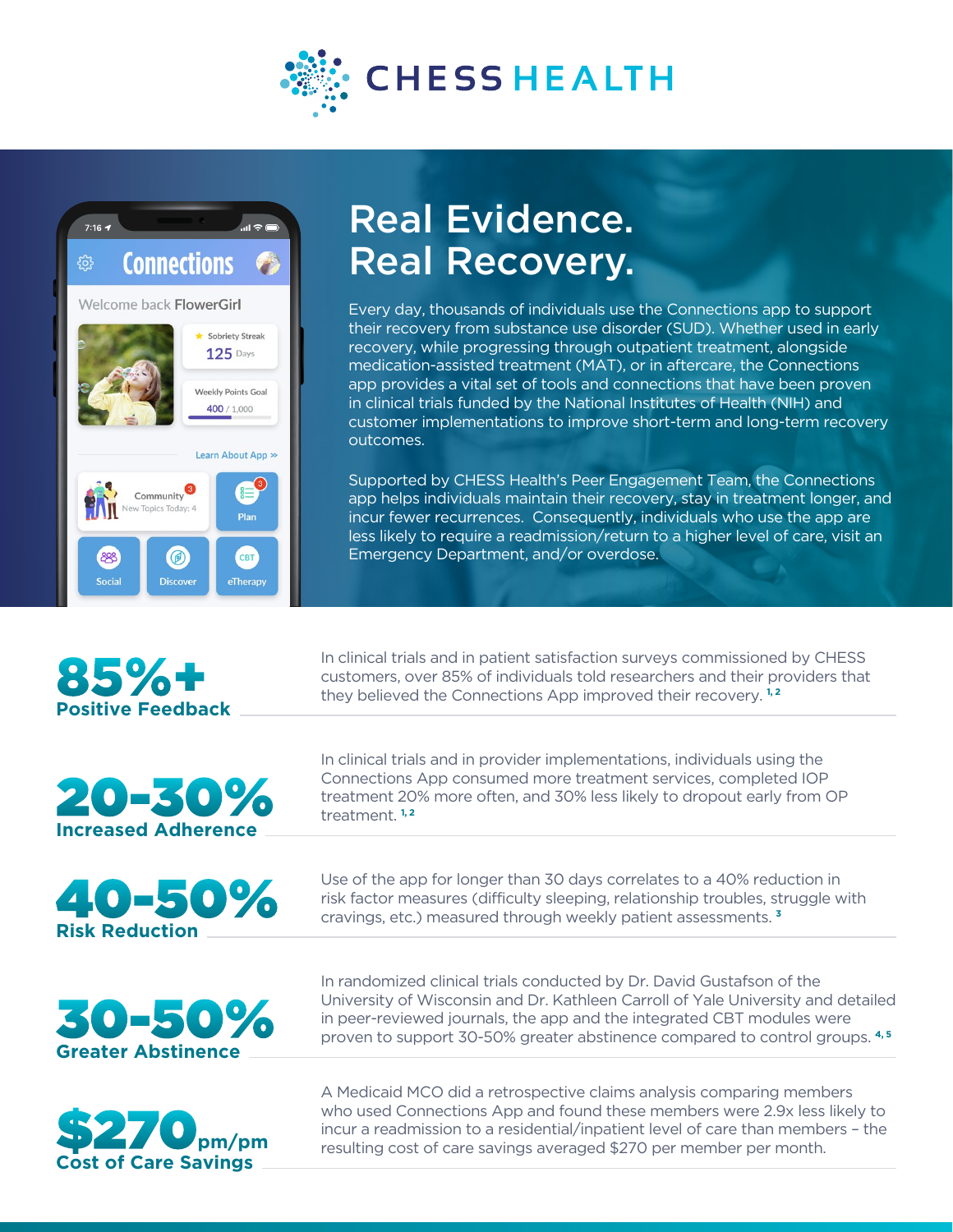# CHESS HEALTH

## Real Evidence. Real Recovery.

Every day, thousands of individuals use the Connections app to support their recovery from substance use disorder (SUD). Whether used in early recovery, while progressing through outpatient treatment, alongside medication-assisted treatment (MAT), or in aftercare, the Connections app provides a vital set of tools and connections that have been proven in clinical trials funded by the National Institutes of Health (NIH) and customer implementations to improve short-term and long-term recovery outcomes.

Supported by CHESS Health's Peer Engagement Team, the Connections app helps individuals maintain their recovery, stay in treatment longer, and incur fewer recurrences. Consequently, individuals who use the app are less likely to require a readmission/return to a higher level of care, visit an Emergency Department, and/or overdose.

Connections

Welcome back FlowerGirl

Sobriety Streak 125 Days

Weekly Points Goal 400 / 1,000

Learn About App »

Community New Topics Today: 4

Plan

Social

Discover

eTherapy

### 85%+ Positive Feedback

In clinical trials and in patient satisfaction surveys commissioned by CHESS customers, over 85% of individuals told researchers and their providers that they believed the Connections App improved their recovery. [1,2]

### 20-30% Increased Adherence

In clinical trials and in provider implementations, individuals using the Connections App consumed more treatment services, completed IOP treatment 20% more often, and 30% less likely to dropout early from OP treatment. [1,2]

### 40-50% Risk Reduction

Use of the app for longer than 30 days correlates to a 40% reduction in risk factor measures (difficulty sleeping, relationship troubles, struggle with cravings, etc.) measured through weekly patient assessments. [3]

### 30-50% Greater Abstinence

In randomized clinical trials conducted by Dr. David Gustafson of the University of Wisconsin and Dr. Kathleen Carroll of Yale University and detailed in peer-reviewed journals, the app and the integrated CBT modules were proven to support 30-50% greater abstinence compared to control groups. [4,5]

### $270 pm/pm Cost of Care Savings

A Medicaid MCO did a retrospective claims analysis comparing members who used Connections App and found these members were 2.9x less likely to incur a readmission to a residential/inpatient level of care than members – the resulting cost of care savings averaged $270 per member per month.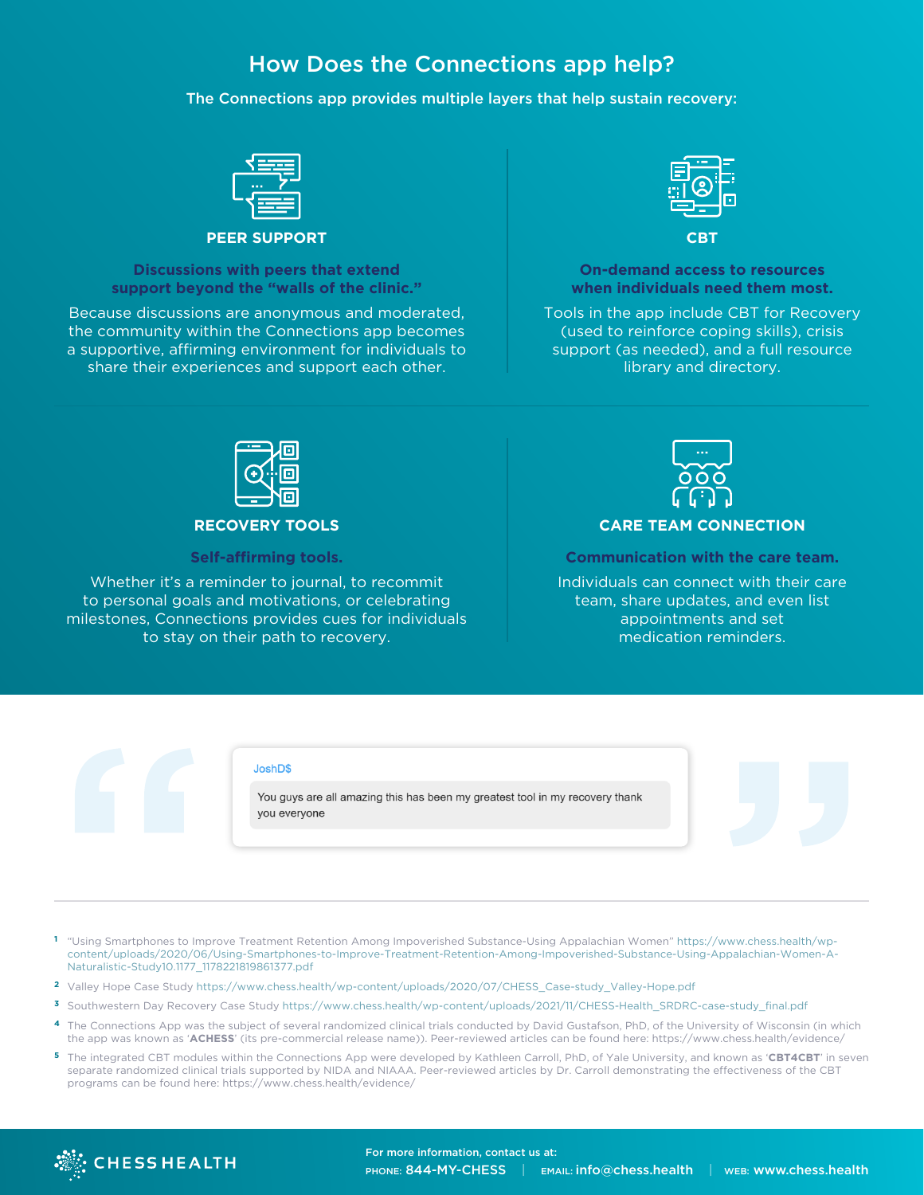## How Does the Connections app help?

The Connections app provides multiple layers that help sustain recovery:

### PEER SUPPORT

**Discussions with peers that extend support beyond the "walls of the clinic."**

Because discussions are anonymous and moderated, the community within the Connections app becomes a supportive, affirming environment for individuals to share their experiences and support each other.

### CBT

**On-demand access to resources when individuals need them most.**

Tools in the app include CBT for Recovery (used to reinforce coping skills), crisis support (as needed), and a full resource library and directory.

### RECOVERY TOOLS

**Self-affirming tools.**

Whether it's a reminder to journal, to recommit to personal goals and motivations, or celebrating milestones, Connections provides cues for individuals to stay on their path to recovery.

### CARE TEAM CONNECTION

**Communication with the care team.**

Individuals can connect with their care team, share updates, and even list appointments and set medication reminders.

> JoshD$
>
> You guys are all amazing this has been my greatest tool in my recovery thank you everyone

---

[1] "Using Smartphones to Improve Treatment Retention Among Impoverished Substance-Using Appalachian Women" https://www.chess.health/wp-content/uploads/2020/06/Using-Smartphones-to-Improve-Treatment-Retention-Among-Impoverished-Substance-Using-Appalachian-Women-A-Naturalistic-Study10.1177_1178221819861377.pdf

[2] Valley Hope Case Study https://www.chess.health/wp-content/uploads/2020/07/CHESS_Case-study_Valley-Hope.pdf

[3] Southwestern Day Recovery Case Study https://www.chess.health/wp-content/uploads/2021/11/CHESS-Health_SRDRC-case-study_final.pdf

[4] The Connections App was the subject of several randomized clinical trials conducted by David Gustafson, PhD, of the University of Wisconsin (in which the app was known as '**ACHESS**' (its pre-commercial release name)). Peer-reviewed articles can be found here: https://www.chess.health/evidence/

[5] The integrated CBT modules within the Connections App were developed by Kathleen Carroll, PhD, of Yale University, and known as '**CBT4CBT**' in seven separate randomized clinical trials supported by NIDA and NIAAA. Peer-reviewed articles by Dr. Carroll demonstrating the effectiveness of the CBT programs can be found here: https://www.chess.health/evidence/

CHESS HEALTH

For more information, contact us at:
PHONE: 844-MY-CHESS | EMAIL: info@chess.health | WEB: www.chess.health